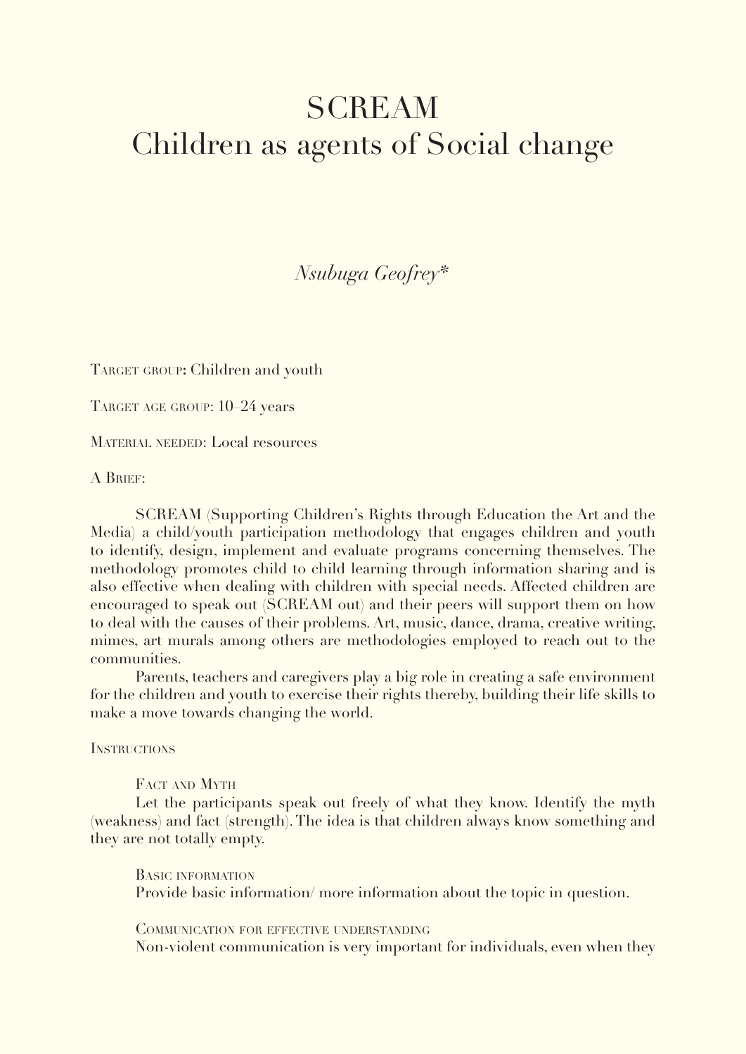# SCREAM
# Children as agents of Social change

*Nsubuga Geofrey**

Target group: Children and youth

Target age group: 10–24 years

Material needed: Local resources

A Brief:

SCREAM (Supporting Children's Rights through Education the Art and the Media) a child/youth participation methodology that engages children and youth to identify, design, implement and evaluate programs concerning themselves. The methodology promotes child to child learning through information sharing and is also effective when dealing with children with special needs. Affected children are encouraged to speak out (SCREAM out) and their peers will support them on how to deal with the causes of their problems. Art, music, dance, drama, creative writing, mimes, art murals among others are methodologies employed to reach out to the communities.

Parents, teachers and caregivers play a big role in creating a safe environment for the children and youth to exercise their rights thereby, building their life skills to make a move towards changing the world.

Instructions

Fact and Myth

Let the participants speak out freely of what they know. Identify the myth (weakness) and fact (strength). The idea is that children always know something and they are not totally empty.

Basic information

Provide basic information/ more information about the topic in question.

Communication for effective understanding

Non-violent communication is very important for individuals, even when they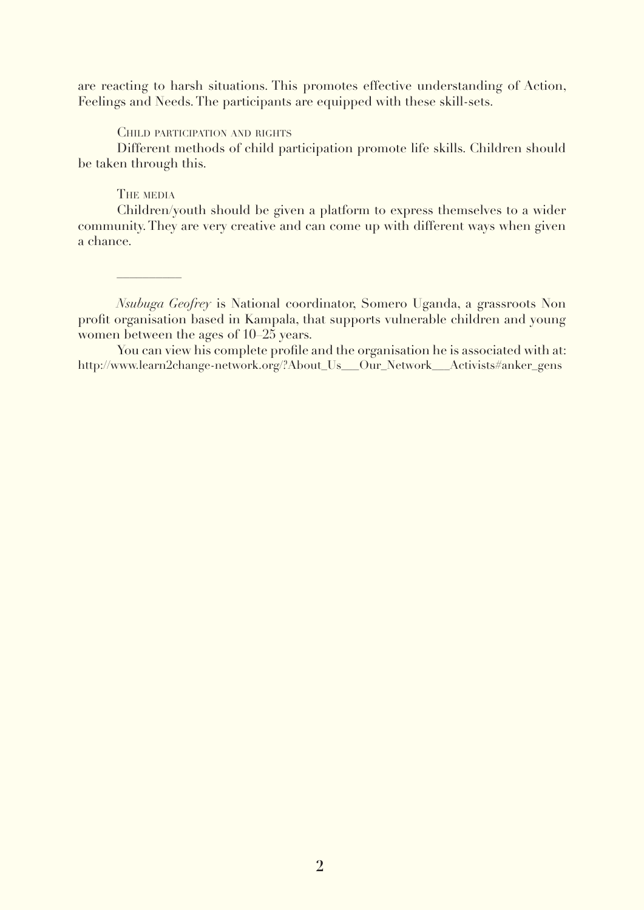are reacting to harsh situations. This promotes effective understanding of Action, Feelings and Needs. The participants are equipped with these skill-sets.

### Child participation and rights

Different methods of child participation promote life skills. Children should be taken through this.

### The media

Children/youth should be given a platform to express themselves to a wider community. They are very creative and can come up with different ways when given a chance.

---

*Nsubuga Geofrey* is National coordinator, Somero Uganda, a grassroots Non profit organisation based in Kampala, that supports vulnerable children and young women between the ages of 10–25 years.

You can view his complete profile and the organisation he is associated with at: http://www.learn2change-network.org/?About_Us___Our_Network___Activists#anker_gens